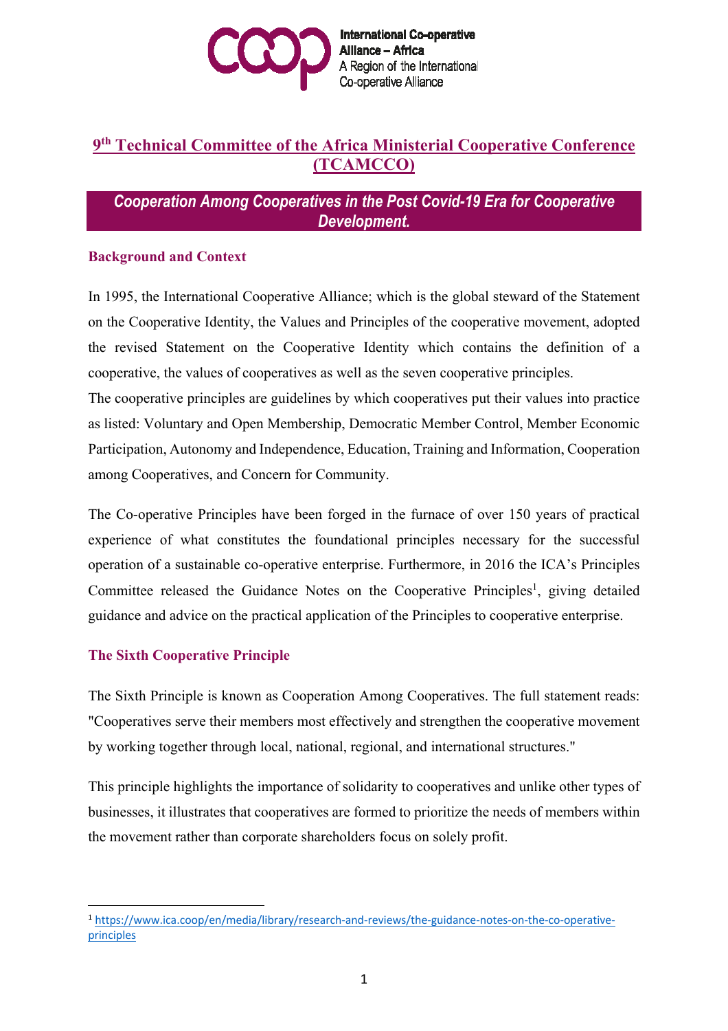International Co-operative Alliance – Africa
A Region of the International Co-operative Alliance

# 9th Technical Committee of the Africa Ministerial Cooperative Conference (TCAMCCO)

## *Cooperation Among Cooperatives in the Post Covid-19 Era for Cooperative Development.*

### Background and Context

In 1995, the International Cooperative Alliance; which is the global steward of the Statement on the Cooperative Identity, the Values and Principles of the cooperative movement, adopted the revised Statement on the Cooperative Identity which contains the definition of a cooperative, the values of cooperatives as well as the seven cooperative principles.
The cooperative principles are guidelines by which cooperatives put their values into practice as listed: Voluntary and Open Membership, Democratic Member Control, Member Economic Participation, Autonomy and Independence, Education, Training and Information, Cooperation among Cooperatives, and Concern for Community.

The Co-operative Principles have been forged in the furnace of over 150 years of practical experience of what constitutes the foundational principles necessary for the successful operation of a sustainable co-operative enterprise. Furthermore, in 2016 the ICA's Principles Committee released the Guidance Notes on the Cooperative Principles[1], giving detailed guidance and advice on the practical application of the Principles to cooperative enterprise.

### The Sixth Cooperative Principle

The Sixth Principle is known as Cooperation Among Cooperatives. The full statement reads: "Cooperatives serve their members most effectively and strengthen the cooperative movement by working together through local, national, regional, and international structures."

This principle highlights the importance of solidarity to cooperatives and unlike other types of businesses, it illustrates that cooperatives are formed to prioritize the needs of members within the movement rather than corporate shareholders focus on solely profit.

---

[1] https://www.ica.coop/en/media/library/research-and-reviews/the-guidance-notes-on-the-co-operative-principles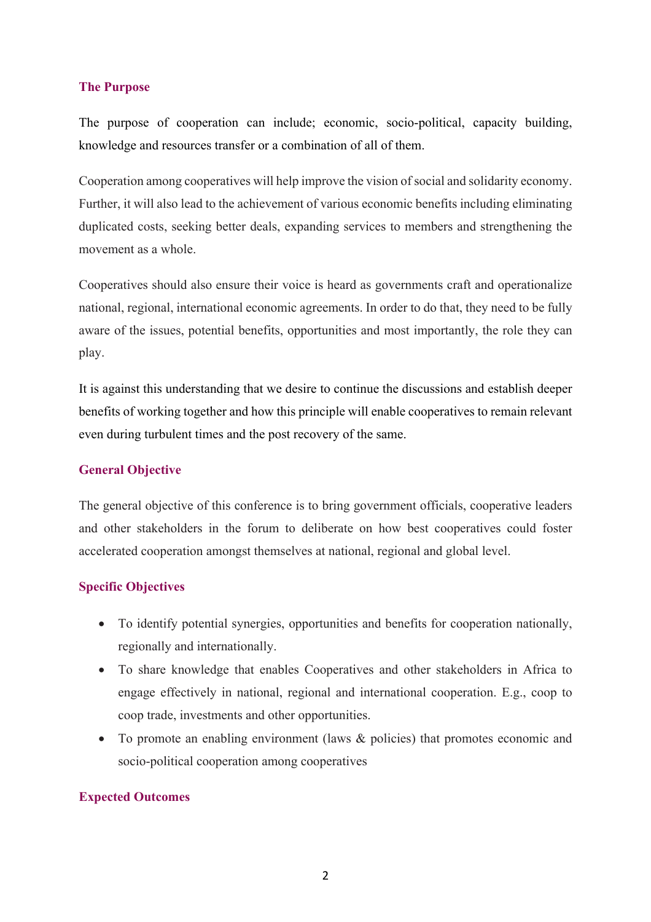## The Purpose

The purpose of cooperation can include; economic, socio-political, capacity building, knowledge and resources transfer or a combination of all of them.

Cooperation among cooperatives will help improve the vision of social and solidarity economy. Further, it will also lead to the achievement of various economic benefits including eliminating duplicated costs, seeking better deals, expanding services to members and strengthening the movement as a whole.

Cooperatives should also ensure their voice is heard as governments craft and operationalize national, regional, international economic agreements. In order to do that, they need to be fully aware of the issues, potential benefits, opportunities and most importantly, the role they can play.

It is against this understanding that we desire to continue the discussions and establish deeper benefits of working together and how this principle will enable cooperatives to remain relevant even during turbulent times and the post recovery of the same.

## General Objective

The general objective of this conference is to bring government officials, cooperative leaders and other stakeholders in the forum to deliberate on how best cooperatives could foster accelerated cooperation amongst themselves at national, regional and global level.

## Specific Objectives

- To identify potential synergies, opportunities and benefits for cooperation nationally, regionally and internationally.
- To share knowledge that enables Cooperatives and other stakeholders in Africa to engage effectively in national, regional and international cooperation. E.g., coop to coop trade, investments and other opportunities.
- To promote an enabling environment (laws & policies) that promotes economic and socio-political cooperation among cooperatives

## Expected Outcomes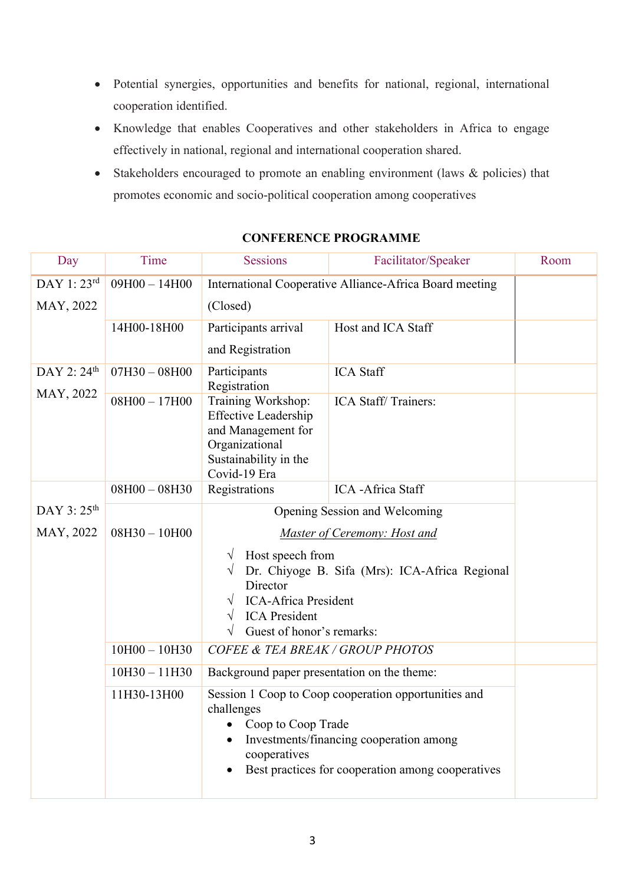- Potential synergies, opportunities and benefits for national, regional, international cooperation identified.
- Knowledge that enables Cooperatives and other stakeholders in Africa to engage effectively in national, regional and international cooperation shared.
- Stakeholders encouraged to promote an enabling environment (laws & policies) that promotes economic and socio-political cooperation among cooperatives

**CONFERENCE PROGRAMME**

| Day | Time | Sessions | Facilitator/Speaker | Room |
|---|---|---|---|---|
| DAY 1: 23rd MAY, 2022 | 09H00 – 14H00 | International Cooperative Alliance-Africa Board meeting (Closed) | | |
| | 14H00-18H00 | Participants arrival and Registration | Host and ICA Staff | |
| DAY 2: 24th MAY, 2022 | 07H30 – 08H00 | Participants Registration | ICA Staff | |
| | 08H00 – 17H00 | Training Workshop: Effective Leadership and Management for Organizational Sustainability in the Covid-19 Era | ICA Staff/ Trainers: | |
| DAY 3: 25th MAY, 2022 | 08H00 – 08H30 | Registrations | ICA -Africa Staff | |
| | 08H30 – 10H00 | Opening Session and Welcoming<br>*Master of Ceremony: Host and*<br>√ Host speech from<br>√ Dr. Chiyoge B. Sifa (Mrs): ICA-Africa Regional Director<br>√ ICA-Africa President<br>√ ICA President<br>√ Guest of honor's remarks: | | |
| | 10H00 – 10H30 | *COFEE & TEA BREAK / GROUP PHOTOS* | | |
| | 10H30 – 11H30 | Background paper presentation on the theme: | | |
| | 11H30-13H00 | Session 1 Coop to Coop cooperation opportunities and challenges<br>• Coop to Coop Trade<br>• Investments/financing cooperation among cooperatives<br>• Best practices for cooperation among cooperatives | | |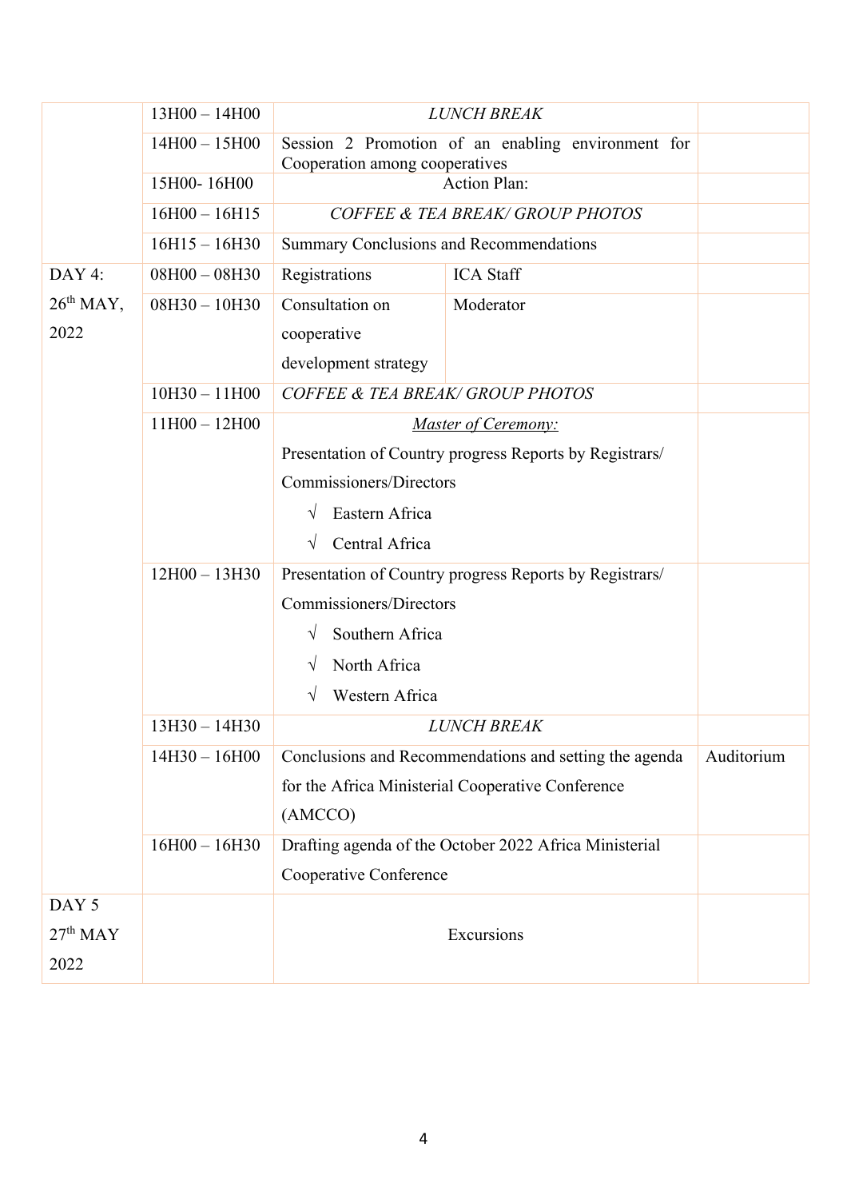| | | | | |
|---|---|---|---|---|
| | 13H00 – 14H00 | *LUNCH BREAK* | | |
| | 14H00 – 15H00 | Session 2 Promotion of an enabling environment for Cooperation among cooperatives | | |
| | 15H00- 16H00 | Action Plan: | | |
| | 16H00 – 16H15 | *COFFEE & TEA BREAK/ GROUP PHOTOS* | | |
| | 16H15 – 16H30 | Summary Conclusions and Recommendations | | |
| DAY 4: 26th MAY, 2022 | 08H00 – 08H30 | Registrations | ICA Staff | |
| | 08H30 – 10H30 | Consultation on cooperative development strategy | Moderator | |
| | 10H30 – 11H00 | *COFFEE & TEA BREAK/ GROUP PHOTOS* | | |
| | 11H00 – 12H00 | *Master of Ceremony:* Presentation of Country progress Reports by Registrars/ Commissioners/Directors √ Eastern Africa √ Central Africa | | |
| | 12H00 – 13H30 | Presentation of Country progress Reports by Registrars/ Commissioners/Directors √ Southern Africa √ North Africa √ Western Africa | | |
| | 13H30 – 14H30 | *LUNCH BREAK* | | |
| | 14H30 – 16H00 | Conclusions and Recommendations and setting the agenda for the Africa Ministerial Cooperative Conference (AMCCO) | | Auditorium |
| | 16H00 – 16H30 | Drafting agenda of the October 2022 Africa Ministerial Cooperative Conference | | |
| DAY 5 27th MAY 2022 | | Excursions | | |